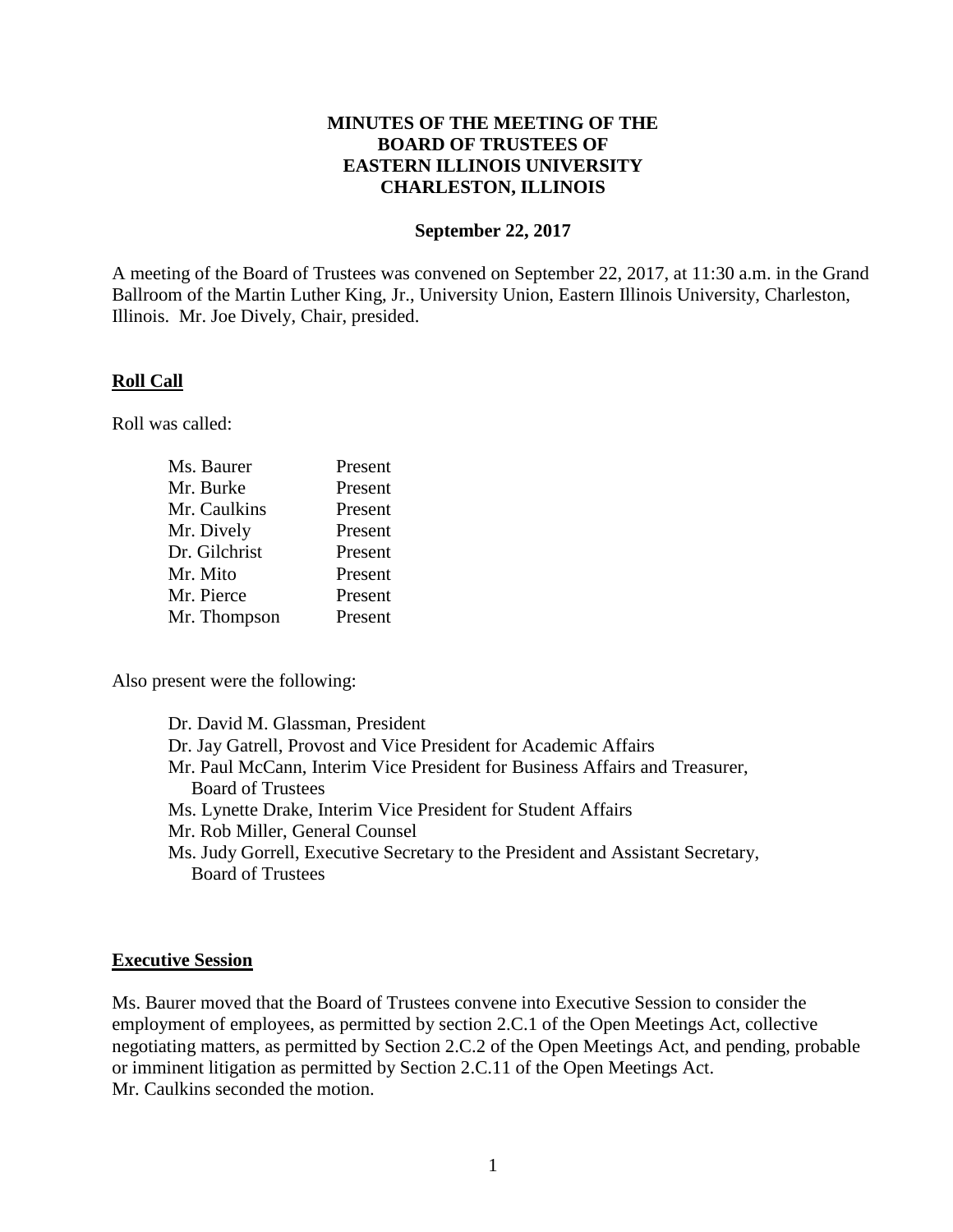# MINUTES OF THE MEETING OF THE BOARD OF TRUSTEES OF EASTERN ILLINOIS UNIVERSITY CHARLESTON, ILLINOIS

**September 22, 2017**

A meeting of the Board of Trustees was convened on September 22, 2017, at 11:30 a.m. in the Grand Ballroom of the Martin Luther King, Jr., University Union, Eastern Illinois University, Charleston, Illinois. Mr. Joe Dively, Chair, presided.

## Roll Call

Roll was called:

| | |
|---|---|
| Ms. Baurer | Present |
| Mr. Burke | Present |
| Mr. Caulkins | Present |
| Mr. Dively | Present |
| Dr. Gilchrist | Present |
| Mr. Mito | Present |
| Mr. Pierce | Present |
| Mr. Thompson | Present |

Also present were the following:

Dr. David M. Glassman, President
Dr. Jay Gatrell, Provost and Vice President for Academic Affairs
Mr. Paul McCann, Interim Vice President for Business Affairs and Treasurer, Board of Trustees
Ms. Lynette Drake, Interim Vice President for Student Affairs
Mr. Rob Miller, General Counsel
Ms. Judy Gorrell, Executive Secretary to the President and Assistant Secretary, Board of Trustees

## Executive Session

Ms. Baurer moved that the Board of Trustees convene into Executive Session to consider the employment of employees, as permitted by section 2.C.1 of the Open Meetings Act, collective negotiating matters, as permitted by Section 2.C.2 of the Open Meetings Act, and pending, probable or imminent litigation as permitted by Section 2.C.11 of the Open Meetings Act. Mr. Caulkins seconded the motion.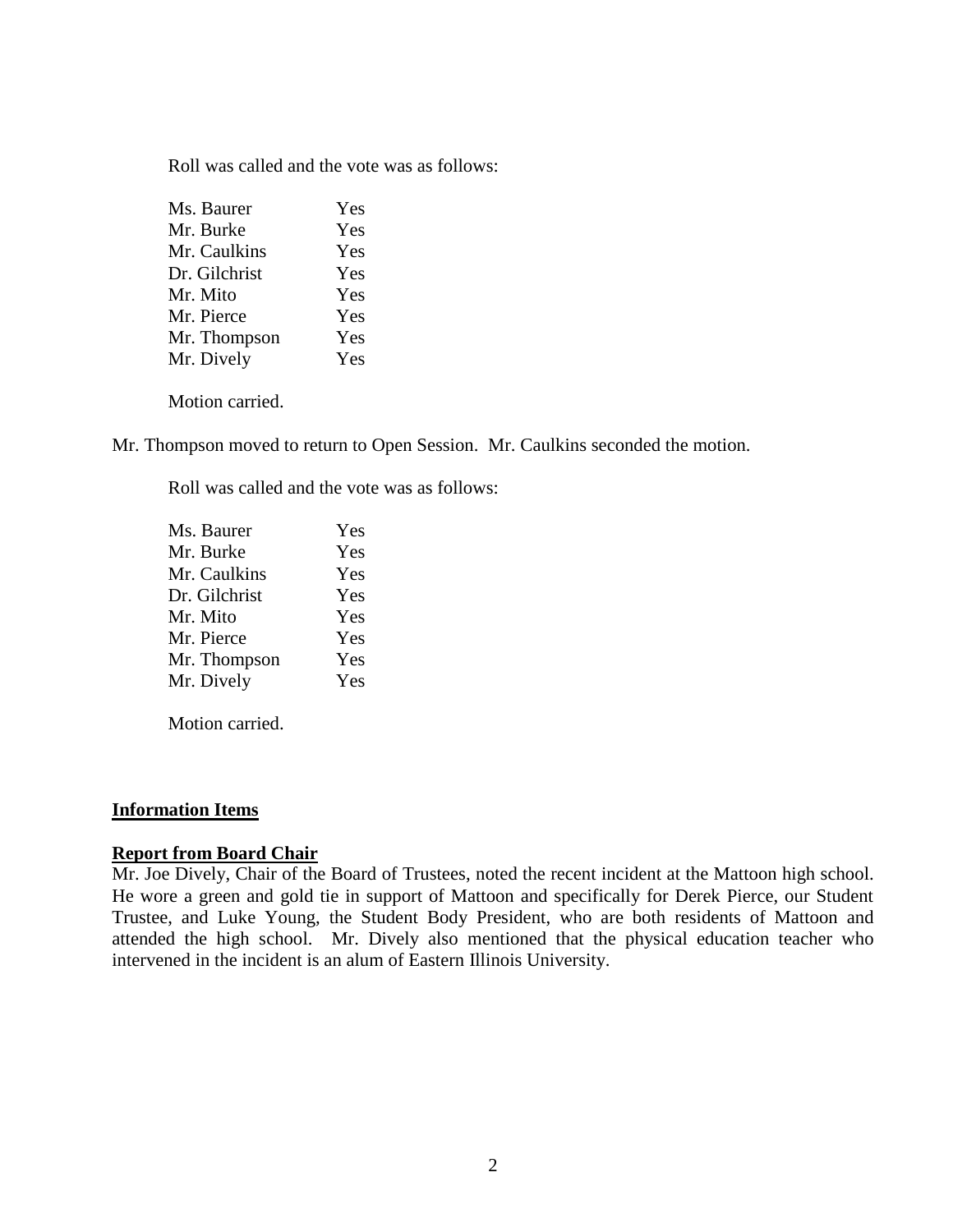Roll was called and the vote was as follows:

| | |
|---|---|
| Ms. Baurer | Yes |
| Mr. Burke | Yes |
| Mr. Caulkins | Yes |
| Dr. Gilchrist | Yes |
| Mr. Mito | Yes |
| Mr. Pierce | Yes |
| Mr. Thompson | Yes |
| Mr. Dively | Yes |

Motion carried.

Mr. Thompson moved to return to Open Session. Mr. Caulkins seconded the motion.

Roll was called and the vote was as follows:

| | |
|---|---|
| Ms. Baurer | Yes |
| Mr. Burke | Yes |
| Mr. Caulkins | Yes |
| Dr. Gilchrist | Yes |
| Mr. Mito | Yes |
| Mr. Pierce | Yes |
| Mr. Thompson | Yes |
| Mr. Dively | Yes |

Motion carried.

## Information Items

### Report from Board Chair

Mr. Joe Dively, Chair of the Board of Trustees, noted the recent incident at the Mattoon high school. He wore a green and gold tie in support of Mattoon and specifically for Derek Pierce, our Student Trustee, and Luke Young, the Student Body President, who are both residents of Mattoon and attended the high school. Mr. Dively also mentioned that the physical education teacher who intervened in the incident is an alum of Eastern Illinois University.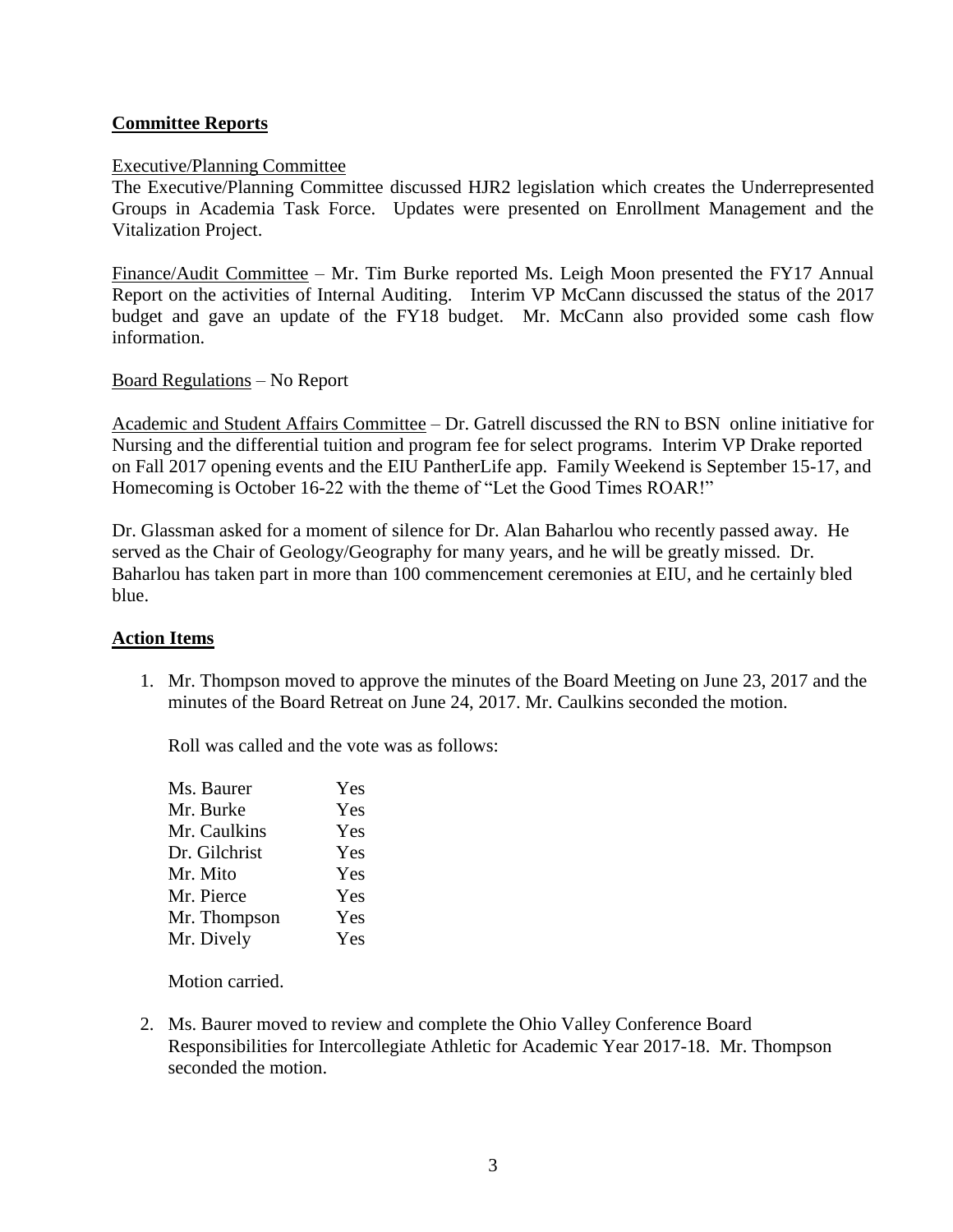## Committee Reports

Executive/Planning Committee

The Executive/Planning Committee discussed HJR2 legislation which creates the Underrepresented Groups in Academia Task Force. Updates were presented on Enrollment Management and the Vitalization Project.

Finance/Audit Committee – Mr. Tim Burke reported Ms. Leigh Moon presented the FY17 Annual Report on the activities of Internal Auditing. Interim VP McCann discussed the status of the 2017 budget and gave an update of the FY18 budget. Mr. McCann also provided some cash flow information.

Board Regulations – No Report

Academic and Student Affairs Committee – Dr. Gatrell discussed the RN to BSN online initiative for Nursing and the differential tuition and program fee for select programs. Interim VP Drake reported on Fall 2017 opening events and the EIU PantherLife app. Family Weekend is September 15-17, and Homecoming is October 16-22 with the theme of "Let the Good Times ROAR!"

Dr. Glassman asked for a moment of silence for Dr. Alan Baharlou who recently passed away. He served as the Chair of Geology/Geography for many years, and he will be greatly missed. Dr. Baharlou has taken part in more than 100 commencement ceremonies at EIU, and he certainly bled blue.

## Action Items

1. Mr. Thompson moved to approve the minutes of the Board Meeting on June 23, 2017 and the minutes of the Board Retreat on June 24, 2017. Mr. Caulkins seconded the motion.

   Roll was called and the vote was as follows:

   | | |
   |---|---|
   | Ms. Baurer | Yes |
   | Mr. Burke | Yes |
   | Mr. Caulkins | Yes |
   | Dr. Gilchrist | Yes |
   | Mr. Mito | Yes |
   | Mr. Pierce | Yes |
   | Mr. Thompson | Yes |
   | Mr. Dively | Yes |

   Motion carried.

2. Ms. Baurer moved to review and complete the Ohio Valley Conference Board Responsibilities for Intercollegiate Athletic for Academic Year 2017-18. Mr. Thompson seconded the motion.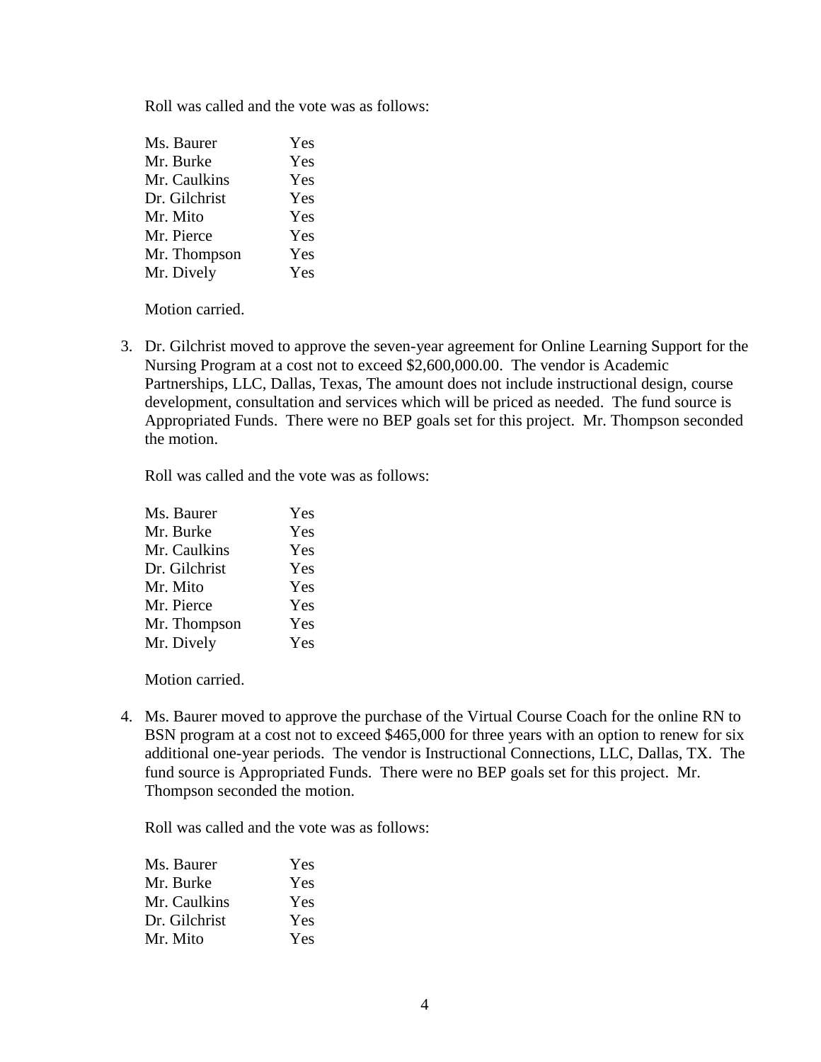Roll was called and the vote was as follows:

| | |
|---|---|
| Ms. Baurer | Yes |
| Mr. Burke | Yes |
| Mr. Caulkins | Yes |
| Dr. Gilchrist | Yes |
| Mr. Mito | Yes |
| Mr. Pierce | Yes |
| Mr. Thompson | Yes |
| Mr. Dively | Yes |

Motion carried.

3. Dr. Gilchrist moved to approve the seven-year agreement for Online Learning Support for the Nursing Program at a cost not to exceed $2,600,000.00. The vendor is Academic Partnerships, LLC, Dallas, Texas, The amount does not include instructional design, course development, consultation and services which will be priced as needed. The fund source is Appropriated Funds. There were no BEP goals set for this project. Mr. Thompson seconded the motion.

   Roll was called and the vote was as follows:

   | | |
   |---|---|
   | Ms. Baurer | Yes |
   | Mr. Burke | Yes |
   | Mr. Caulkins | Yes |
   | Dr. Gilchrist | Yes |
   | Mr. Mito | Yes |
   | Mr. Pierce | Yes |
   | Mr. Thompson | Yes |
   | Mr. Dively | Yes |

   Motion carried.

4. Ms. Baurer moved to approve the purchase of the Virtual Course Coach for the online RN to BSN program at a cost not to exceed $465,000 for three years with an option to renew for six additional one-year periods. The vendor is Instructional Connections, LLC, Dallas, TX. The fund source is Appropriated Funds. There were no BEP goals set for this project. Mr. Thompson seconded the motion.

   Roll was called and the vote was as follows:

   | | |
   |---|---|
   | Ms. Baurer | Yes |
   | Mr. Burke | Yes |
   | Mr. Caulkins | Yes |
   | Dr. Gilchrist | Yes |
   | Mr. Mito | Yes |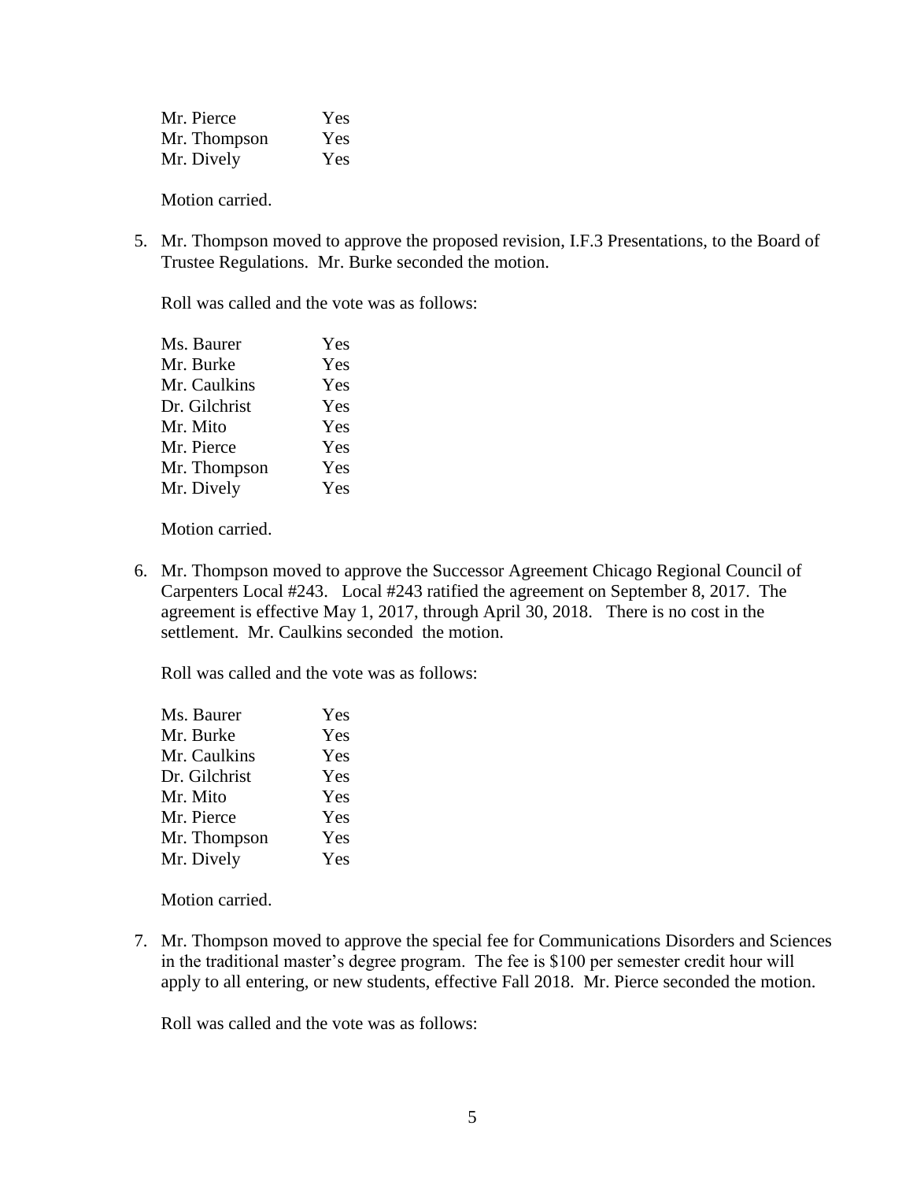| | |
|---|---|
| Mr. Pierce | Yes |
| Mr. Thompson | Yes |
| Mr. Dively | Yes |

Motion carried.

5. Mr. Thompson moved to approve the proposed revision, I.F.3 Presentations, to the Board of Trustee Regulations. Mr. Burke seconded the motion.

   Roll was called and the vote was as follows:

   | | |
   |---|---|
   | Ms. Baurer | Yes |
   | Mr. Burke | Yes |
   | Mr. Caulkins | Yes |
   | Dr. Gilchrist | Yes |
   | Mr. Mito | Yes |
   | Mr. Pierce | Yes |
   | Mr. Thompson | Yes |
   | Mr. Dively | Yes |

   Motion carried.

6. Mr. Thompson moved to approve the Successor Agreement Chicago Regional Council of Carpenters Local #243. Local #243 ratified the agreement on September 8, 2017. The agreement is effective May 1, 2017, through April 30, 2018. There is no cost in the settlement. Mr. Caulkins seconded the motion.

   Roll was called and the vote was as follows:

   | | |
   |---|---|
   | Ms. Baurer | Yes |
   | Mr. Burke | Yes |
   | Mr. Caulkins | Yes |
   | Dr. Gilchrist | Yes |
   | Mr. Mito | Yes |
   | Mr. Pierce | Yes |
   | Mr. Thompson | Yes |
   | Mr. Dively | Yes |

   Motion carried.

7. Mr. Thompson moved to approve the special fee for Communications Disorders and Sciences in the traditional master's degree program. The fee is $100 per semester credit hour will apply to all entering, or new students, effective Fall 2018. Mr. Pierce seconded the motion.

   Roll was called and the vote was as follows: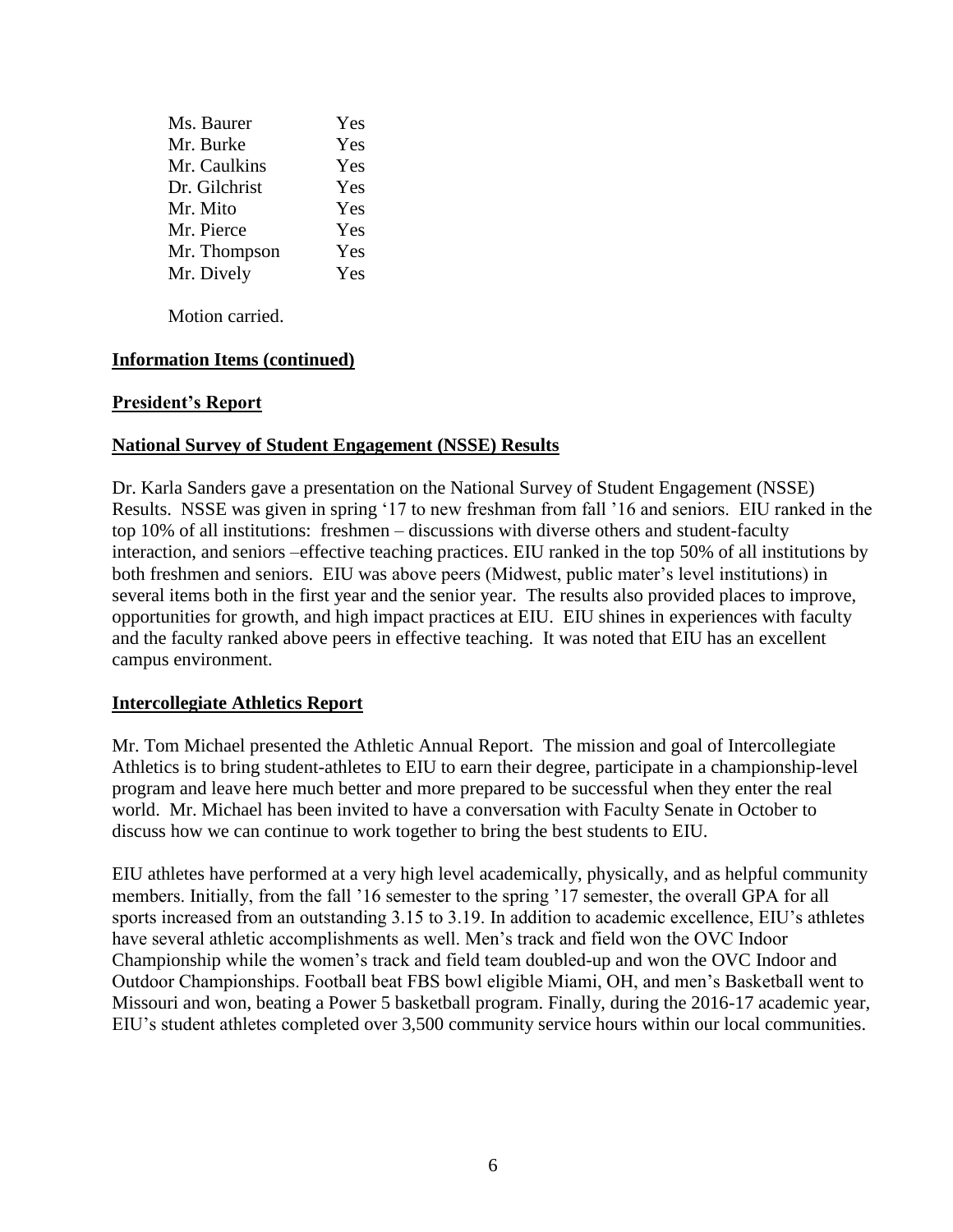| | |
|---|---|
| Ms. Baurer | Yes |
| Mr. Burke | Yes |
| Mr. Caulkins | Yes |
| Dr. Gilchrist | Yes |
| Mr. Mito | Yes |
| Mr. Pierce | Yes |
| Mr. Thompson | Yes |
| Mr. Dively | Yes |

Motion carried.

**Information Items (continued)**

**President's Report**

**National Survey of Student Engagement (NSSE) Results**

Dr. Karla Sanders gave a presentation on the National Survey of Student Engagement (NSSE) Results. NSSE was given in spring '17 to new freshman from fall '16 and seniors. EIU ranked in the top 10% of all institutions: freshmen – discussions with diverse others and student-faculty interaction, and seniors –effective teaching practices. EIU ranked in the top 50% of all institutions by both freshmen and seniors. EIU was above peers (Midwest, public mater's level institutions) in several items both in the first year and the senior year. The results also provided places to improve, opportunities for growth, and high impact practices at EIU. EIU shines in experiences with faculty and the faculty ranked above peers in effective teaching. It was noted that EIU has an excellent campus environment.

**Intercollegiate Athletics Report**

Mr. Tom Michael presented the Athletic Annual Report. The mission and goal of Intercollegiate Athletics is to bring student-athletes to EIU to earn their degree, participate in a championship-level program and leave here much better and more prepared to be successful when they enter the real world. Mr. Michael has been invited to have a conversation with Faculty Senate in October to discuss how we can continue to work together to bring the best students to EIU.

EIU athletes have performed at a very high level academically, physically, and as helpful community members. Initially, from the fall '16 semester to the spring '17 semester, the overall GPA for all sports increased from an outstanding 3.15 to 3.19. In addition to academic excellence, EIU's athletes have several athletic accomplishments as well. Men's track and field won the OVC Indoor Championship while the women's track and field team doubled-up and won the OVC Indoor and Outdoor Championships. Football beat FBS bowl eligible Miami, OH, and men's Basketball went to Missouri and won, beating a Power 5 basketball program. Finally, during the 2016-17 academic year, EIU's student athletes completed over 3,500 community service hours within our local communities.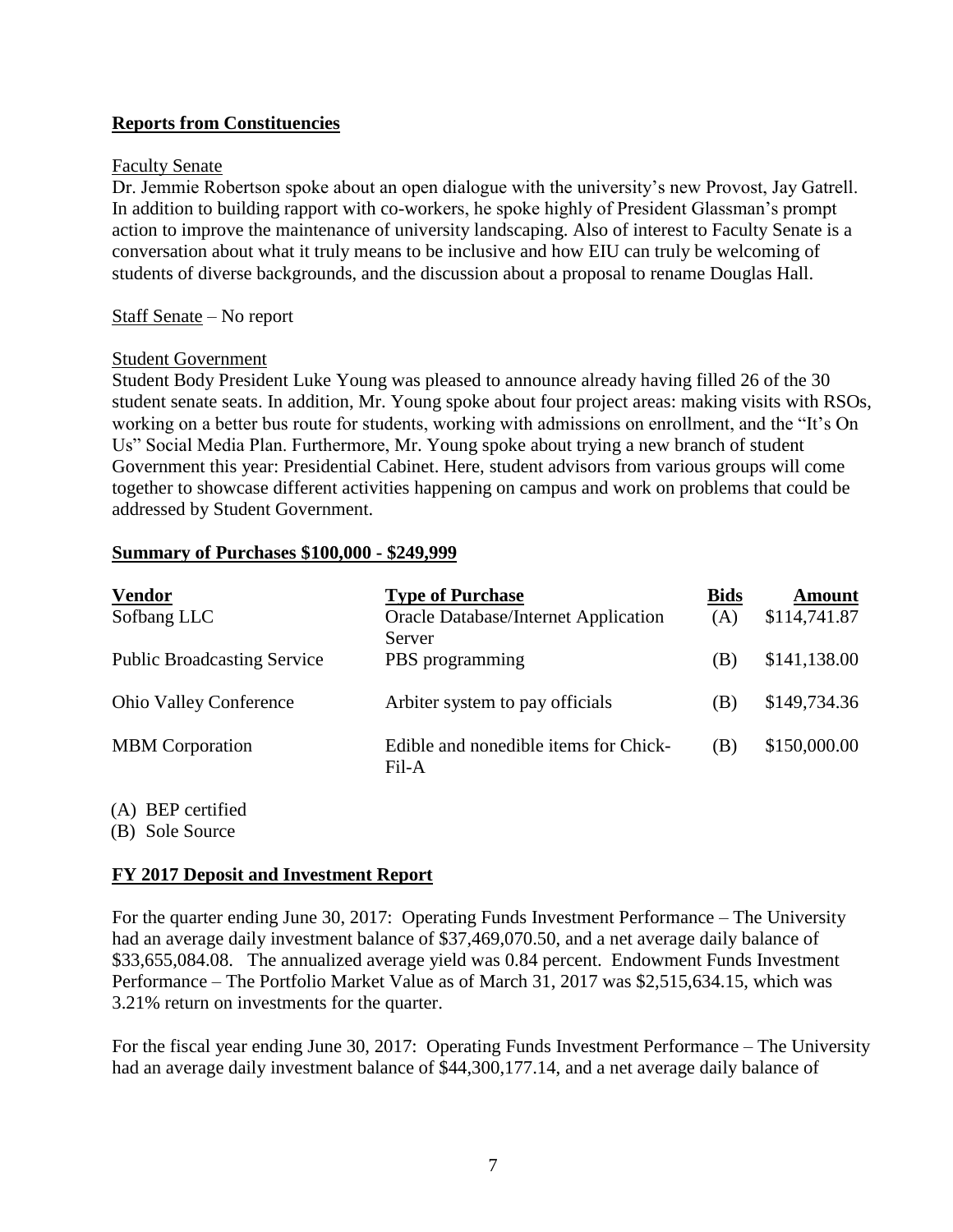**Reports from Constituencies**

Faculty Senate
Dr. Jemmie Robertson spoke about an open dialogue with the university's new Provost, Jay Gatrell. In addition to building rapport with co-workers, he spoke highly of President Glassman's prompt action to improve the maintenance of university landscaping. Also of interest to Faculty Senate is a conversation about what it truly means to be inclusive and how EIU can truly be welcoming of students of diverse backgrounds, and the discussion about a proposal to rename Douglas Hall.

Staff Senate – No report

Student Government
Student Body President Luke Young was pleased to announce already having filled 26 of the 30 student senate seats. In addition, Mr. Young spoke about four project areas: making visits with RSOs, working on a better bus route for students, working with admissions on enrollment, and the "It's On Us" Social Media Plan. Furthermore, Mr. Young spoke about trying a new branch of student Government this year: Presidential Cabinet. Here, student advisors from various groups will come together to showcase different activities happening on campus and work on problems that could be addressed by Student Government.

**Summary of Purchases $100,000 - $249,999**

| Vendor | Type of Purchase | Bids | Amount |
|---|---|---|---|
| Sofbang LLC | Oracle Database/Internet Application Server | (A) | $114,741.87 |
| Public Broadcasting Service | PBS programming | (B) | $141,138.00 |
| Ohio Valley Conference | Arbiter system to pay officials | (B) | $149,734.36 |
| MBM Corporation | Edible and nonedible items for Chick-Fil-A | (B) | $150,000.00 |

(A) BEP certified
(B) Sole Source

**FY 2017 Deposit and Investment Report**

For the quarter ending June 30, 2017: Operating Funds Investment Performance – The University had an average daily investment balance of $37,469,070.50, and a net average daily balance of $33,655,084.08. The annualized average yield was 0.84 percent. Endowment Funds Investment Performance – The Portfolio Market Value as of March 31, 2017 was $2,515,634.15, which was 3.21% return on investments for the quarter.

For the fiscal year ending June 30, 2017: Operating Funds Investment Performance – The University had an average daily investment balance of $44,300,177.14, and a net average daily balance of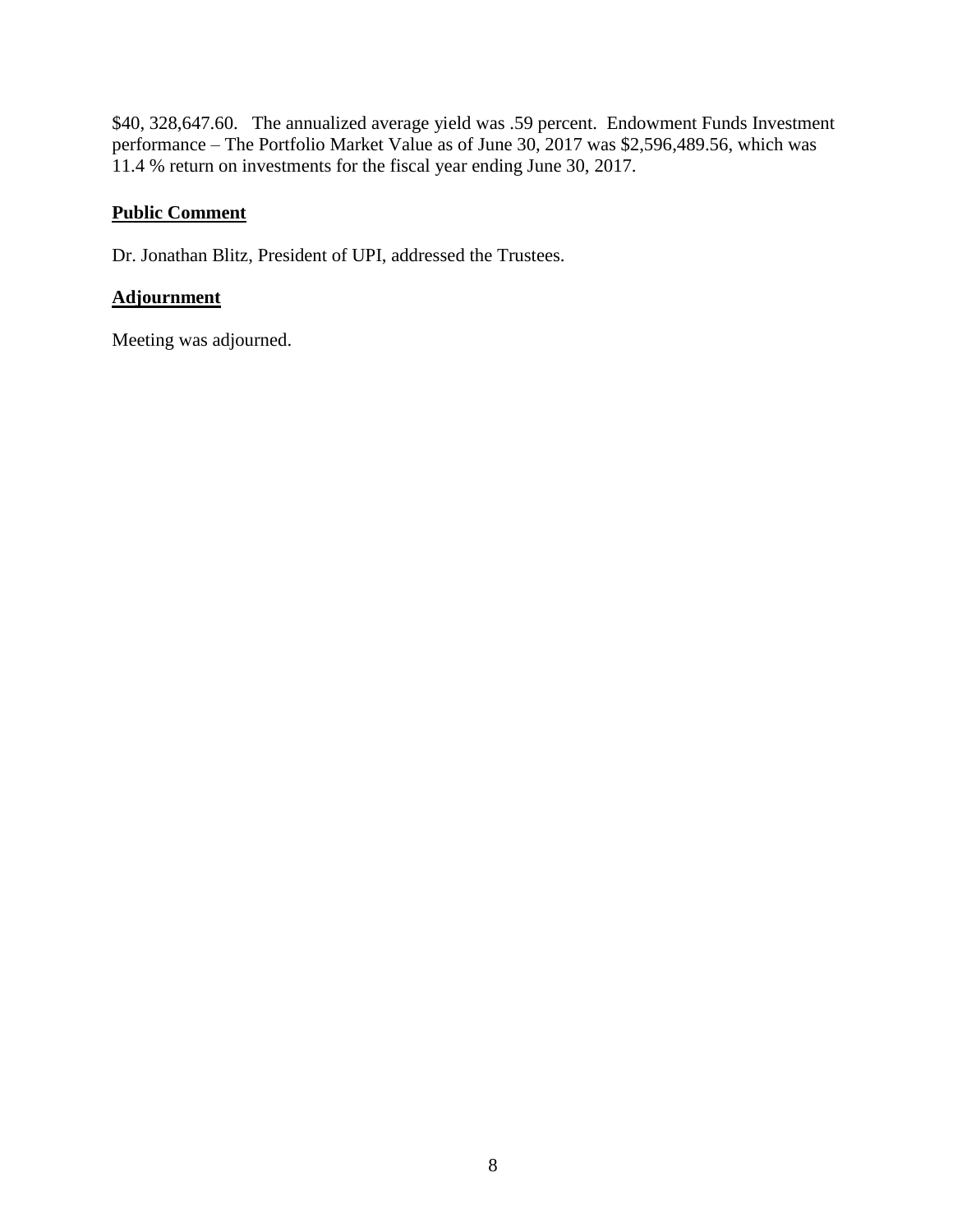$40, 328,647.60. The annualized average yield was .59 percent. Endowment Funds Investment performance – The Portfolio Market Value as of June 30, 2017 was $2,596,489.56, which was 11.4 % return on investments for the fiscal year ending June 30, 2017.

## Public Comment

Dr. Jonathan Blitz, President of UPI, addressed the Trustees.

## Adjournment

Meeting was adjourned.